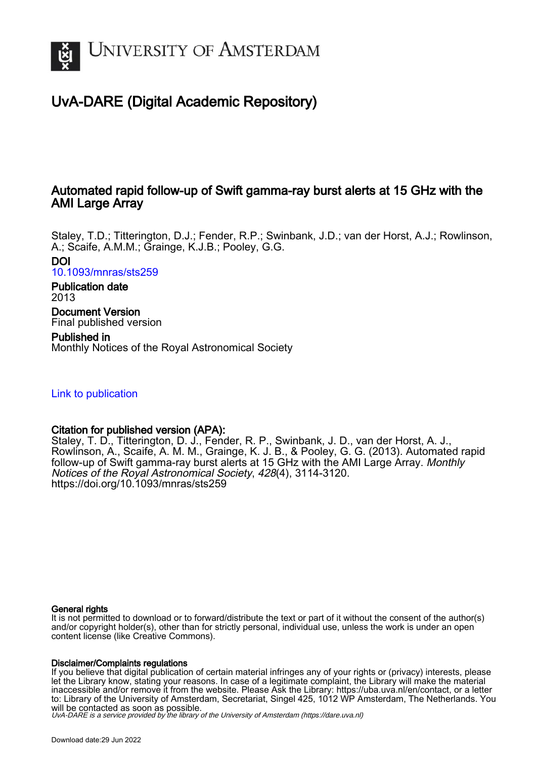UNIVERSITY OF AMSTERDAM

# UvA-DARE (Digital Academic Repository)

## Automated rapid follow-up of Swift gamma-ray burst alerts at 15 GHz with the AMI Large Array

Staley, T.D.; Titterington, D.J.; Fender, R.P.; Swinbank, J.D.; van der Horst, A.J.; Rowlinson, A.; Scaife, A.M.M.; Grainge, K.J.B.; Pooley, G.G.

**DOI**
10.1093/mnras/sts259

**Publication date**
2013

**Document Version**
Final published version

**Published in**
Monthly Notices of the Royal Astronomical Society

Link to publication

**Citation for published version (APA):**
Staley, T. D., Titterington, D. J., Fender, R. P., Swinbank, J. D., van der Horst, A. J., Rowlinson, A., Scaife, A. M. M., Grainge, K. J. B., & Pooley, G. G. (2013). Automated rapid follow-up of Swift gamma-ray burst alerts at 15 GHz with the AMI Large Array. *Monthly Notices of the Royal Astronomical Society*, *428*(4), 3114-3120. https://doi.org/10.1093/mnras/sts259

**General rights**
It is not permitted to download or to forward/distribute the text or part of it without the consent of the author(s) and/or copyright holder(s), other than for strictly personal, individual use, unless the work is under an open content license (like Creative Commons).

**Disclaimer/Complaints regulations**
If you believe that digital publication of certain material infringes any of your rights or (privacy) interests, please let the Library know, stating your reasons. In case of a legitimate complaint, the Library will make the material inaccessible and/or remove it from the website. Please Ask the Library: https://uba.uva.nl/en/contact, or a letter to: Library of the University of Amsterdam, Secretariat, Singel 425, 1012 WP Amsterdam, The Netherlands. You will be contacted as soon as possible.
UvA-DARE is a service provided by the library of the University of Amsterdam (https://dare.uva.nl)

Download date:29 Jun 2022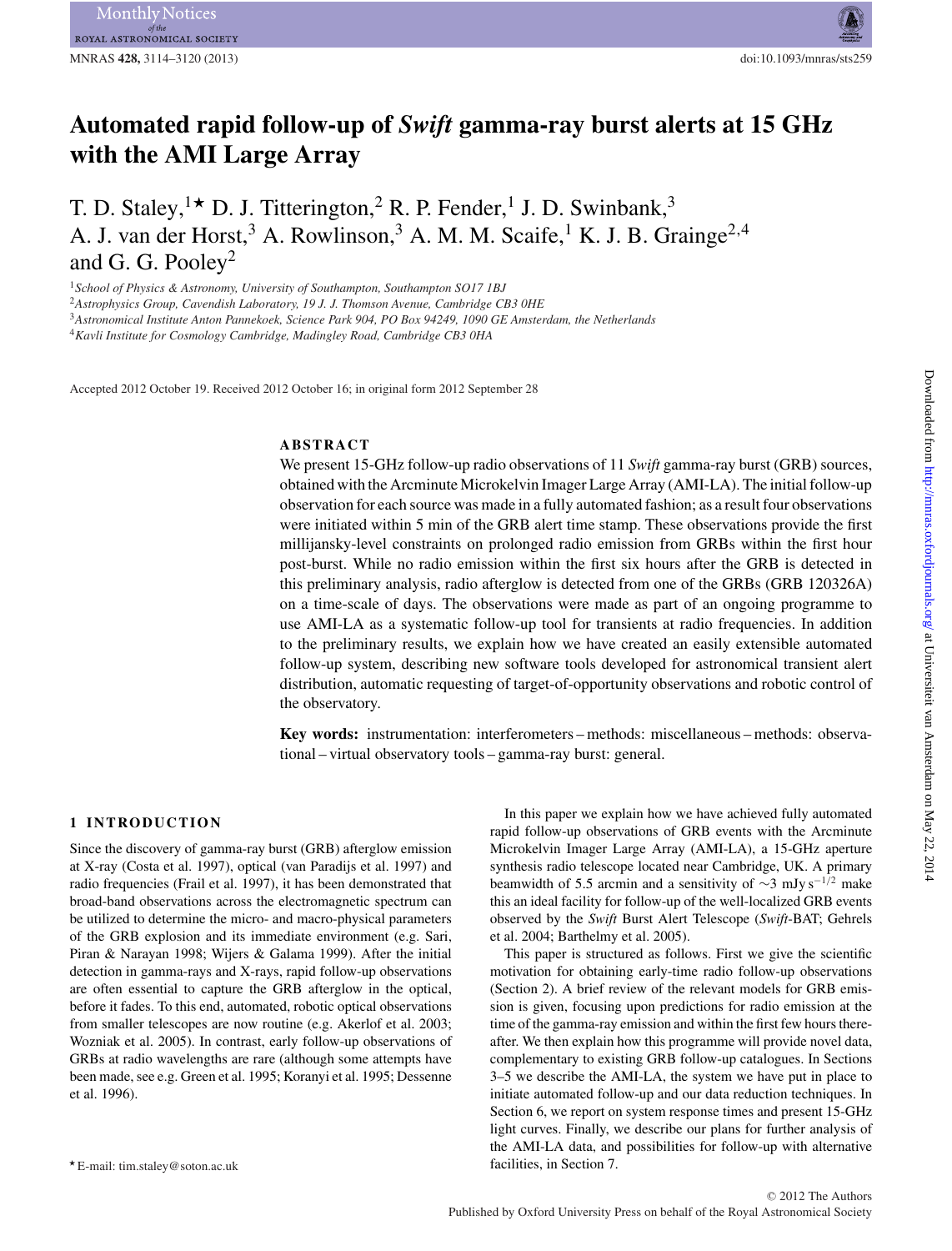# Automated rapid follow-up of *Swift* gamma-ray burst alerts at 15 GHz with the AMI Large Array

T. D. Staley,[1★] D. J. Titterington,[2] R. P. Fender,[1] J. D. Swinbank,[3] A. J. van der Horst,[3] A. Rowlinson,[3] A. M. M. Scaife,[1] K. J. B. Grainge[2,4] and G. G. Pooley[2]

[1]*School of Physics & Astronomy, University of Southampton, Southampton SO17 1BJ*
[2]*Astrophysics Group, Cavendish Laboratory, 19 J. J. Thomson Avenue, Cambridge CB3 0HE*
[3]*Astronomical Institute Anton Pannekoek, Science Park 904, PO Box 94249, 1090 GE Amsterdam, the Netherlands*
[4]*Kavli Institute for Cosmology Cambridge, Madingley Road, Cambridge CB3 0HA*

Accepted 2012 October 19. Received 2012 October 16; in original form 2012 September 28

## ABSTRACT

We present 15-GHz follow-up radio observations of 11 *Swift* gamma-ray burst (GRB) sources, obtained with the Arcminute Microkelvin Imager Large Array (AMI-LA). The initial follow-up observation for each source was made in a fully automated fashion; as a result four observations were initiated within 5 min of the GRB alert time stamp. These observations provide the first millijansky-level constraints on prolonged radio emission from GRBs within the first hour post-burst. While no radio emission within the first six hours after the GRB is detected in this preliminary analysis, radio afterglow is detected from one of the GRBs (GRB 120326A) on a time-scale of days. The observations were made as part of an ongoing programme to use AMI-LA as a systematic follow-up tool for transients at radio frequencies. In addition to the preliminary results, we explain how we have created an easily extensible automated follow-up system, describing new software tools developed for astronomical transient alert distribution, automatic requesting of target-of-opportunity observations and robotic control of the observatory.

**Key words:** instrumentation: interferometers – methods: miscellaneous – methods: observational – virtual observatory tools – gamma-ray burst: general.

## 1 INTRODUCTION

Since the discovery of gamma-ray burst (GRB) afterglow emission at X-ray (Costa et al. 1997), optical (van Paradijs et al. 1997) and radio frequencies (Frail et al. 1997), it has been demonstrated that broad-band observations across the electromagnetic spectrum can be utilized to determine the micro- and macro-physical parameters of the GRB explosion and its immediate environment (e.g. Sari, Piran & Narayan 1998; Wijers & Galama 1999). After the initial detection in gamma-rays and X-rays, rapid follow-up observations are often essential to capture the GRB afterglow in the optical, before it fades. To this end, automated, robotic optical observations from smaller telescopes are now routine (e.g. Akerlof et al. 2003; Wozniak et al. 2005). In contrast, early follow-up observations of GRBs at radio wavelengths are rare (although some attempts have been made, see e.g. Green et al. 1995; Koranyi et al. 1995; Dessenne et al. 1996).

In this paper we explain how we have achieved fully automated rapid follow-up observations of GRB events with the Arcminute Microkelvin Imager Large Array (AMI-LA), a 15-GHz aperture synthesis radio telescope located near Cambridge, UK. A primary beamwidth of 5.5 arcmin and a sensitivity of $\sim$3 mJy s$^{-1/2}$ make this an ideal facility for follow-up of the well-localized GRB events observed by the *Swift* Burst Alert Telescope (*Swift*-BAT; Gehrels et al. 2004; Barthelmy et al. 2005).

This paper is structured as follows. First we give the scientific motivation for obtaining early-time radio follow-up observations (Section 2). A brief review of the relevant models for GRB emission is given, focusing upon predictions for radio emission at the time of the gamma-ray emission and within the first few hours thereafter. We then explain how this programme will provide novel data, complementary to existing GRB follow-up catalogues. In Sections 3–5 we describe the AMI-LA, the system we have put in place to initiate automated follow-up and our data reduction techniques. In Section 6, we report on system response times and present 15-GHz light curves. Finally, we describe our plans for further analysis of the AMI-LA data, and possibilities for follow-up with alternative facilities, in Section 7.

★E-mail: tim.staley@soton.ac.uk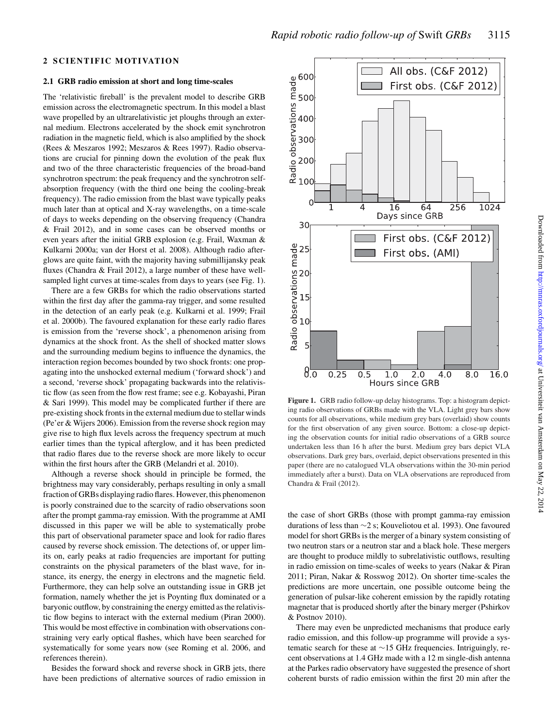## 2 SCIENTIFIC MOTIVATION

### 2.1 GRB radio emission at short and long time-scales

The 'relativistic fireball' is the prevalent model to describe GRB emission across the electromagnetic spectrum. In this model a blast wave propelled by an ultrarelativistic jet ploughs through an external medium. Electrons accelerated by the shock emit synchrotron radiation in the magnetic field, which is also amplified by the shock (Rees & Meszaros 1992; Meszaros & Rees 1997). Radio observations are crucial for pinning down the evolution of the peak flux and two of the three characteristic frequencies of the broad-band synchrotron spectrum: the peak frequency and the synchrotron self-absorption frequency (with the third one being the cooling-break frequency). The radio emission from the blast wave typically peaks much later than at optical and X-ray wavelengths, on a time-scale of days to weeks depending on the observing frequency (Chandra & Frail 2012), and in some cases can be observed months or even years after the initial GRB explosion (e.g. Frail, Waxman & Kulkarni 2000a; van der Horst et al. 2008). Although radio afterglows are quite faint, with the majority having submillijansky peak fluxes (Chandra & Frail 2012), a large number of these have well-sampled light curves at time-scales from days to years (see Fig. 1).

There are a few GRBs for which the radio observations started within the first day after the gamma-ray trigger, and some resulted in the detection of an early peak (e.g. Kulkarni et al. 1999; Frail et al. 2000b). The favoured explanation for these early radio flares is emission from the 'reverse shock', a phenomenon arising from dynamics at the shock front. As the shell of shocked matter slows and the surrounding medium begins to influence the dynamics, the interaction region becomes bounded by two shock fronts: one propagating into the unshocked external medium ('forward shock') and a second, 'reverse shock' propagating backwards into the relativistic flow (as seen from the flow rest frame; see e.g. Kobayashi, Piran & Sari 1999). This model may be complicated further if there are pre-existing shock fronts in the external medium due to stellar winds (Pe'er & Wijers 2006). Emission from the reverse shock region may give rise to high flux levels across the frequency spectrum at much earlier times than the typical afterglow, and it has been predicted that radio flares due to the reverse shock are more likely to occur within the first hours after the GRB (Melandri et al. 2010).

Although a reverse shock should in principle be formed, the brightness may vary considerably, perhaps resulting in only a small fraction of GRBs displaying radio flares. However, this phenomenon is poorly constrained due to the scarcity of radio observations soon after the prompt gamma-ray emission. With the programme at AMI discussed in this paper we will be able to systematically probe this part of observational parameter space and look for radio flares caused by reverse shock emission. The detections of, or upper limits on, early peaks at radio frequencies are important for putting constraints on the physical parameters of the blast wave, for instance, its energy, the energy in electrons and the magnetic field. Furthermore, they can help solve an outstanding issue in GRB jet formation, namely whether the jet is Poynting flux dominated or a baryonic outflow, by constraining the energy emitted as the relativistic flow begins to interact with the external medium (Piran 2000). This would be most effective in combination with observations constraining very early optical flashes, which have been searched for systematically for some years now (see Roming et al. 2006, and references therein).

Besides the forward shock and reverse shock in GRB jets, there have been predictions of alternative sources of radio emission in the case of short GRBs (those with prompt gamma-ray emission durations of less than ~2 s; Kouveliotou et al. 1993). One favoured model for short GRBs is the merger of a binary system consisting of two neutron stars or a neutron star and a black hole. These mergers are thought to produce mildly to subrelativistic outflows, resulting in radio emission on time-scales of weeks to years (Nakar & Piran 2011; Piran, Nakar & Rosswog 2012). On shorter time-scales the predictions are more uncertain, one possible outcome being the generation of pulsar-like coherent emission by the rapidly rotating magnetar that is produced shortly after the binary merger (Pshirkov & Postnov 2010).

There may even be unpredicted mechanisms that produce early radio emission, and this follow-up programme will provide a systematic search for these at ~15 GHz frequencies. Intriguingly, recent observations at 1.4 GHz made with a 12 m single-dish antenna at the Parkes radio observatory have suggested the presence of short coherent bursts of radio emission within the first 20 min after the

All obs. (C&F 2012)
First obs. (C&F 2012)
Radio observations made
Days since GRB
0 100 200 300 400 500 600
1 4 16 64 256 1024

First obs. (C&F 2012)
First obs. (AMI)
Radio observations made
Hours since GRB
0 5 10 15 20 25 30
0.0 0.25 0.5 1.0 2.0 4.0 8.0 16.0

**Figure 1.** GRB radio follow-up delay histograms. Top: a histogram depicting radio observations of GRBs made with the VLA. Light grey bars show counts for all observations, while medium grey bars (overlaid) show counts for the first observation of any given source. Bottom: a close-up depicting the observation counts for initial radio observations of a GRB source undertaken less than 16 h after the burst. Medium grey bars depict VLA observations. Dark grey bars, overlaid, depict observations presented in this paper (there are no catalogued VLA observations within the 30-min period immediately after a burst). Data on VLA observations are reproduced from Chandra & Frail (2012).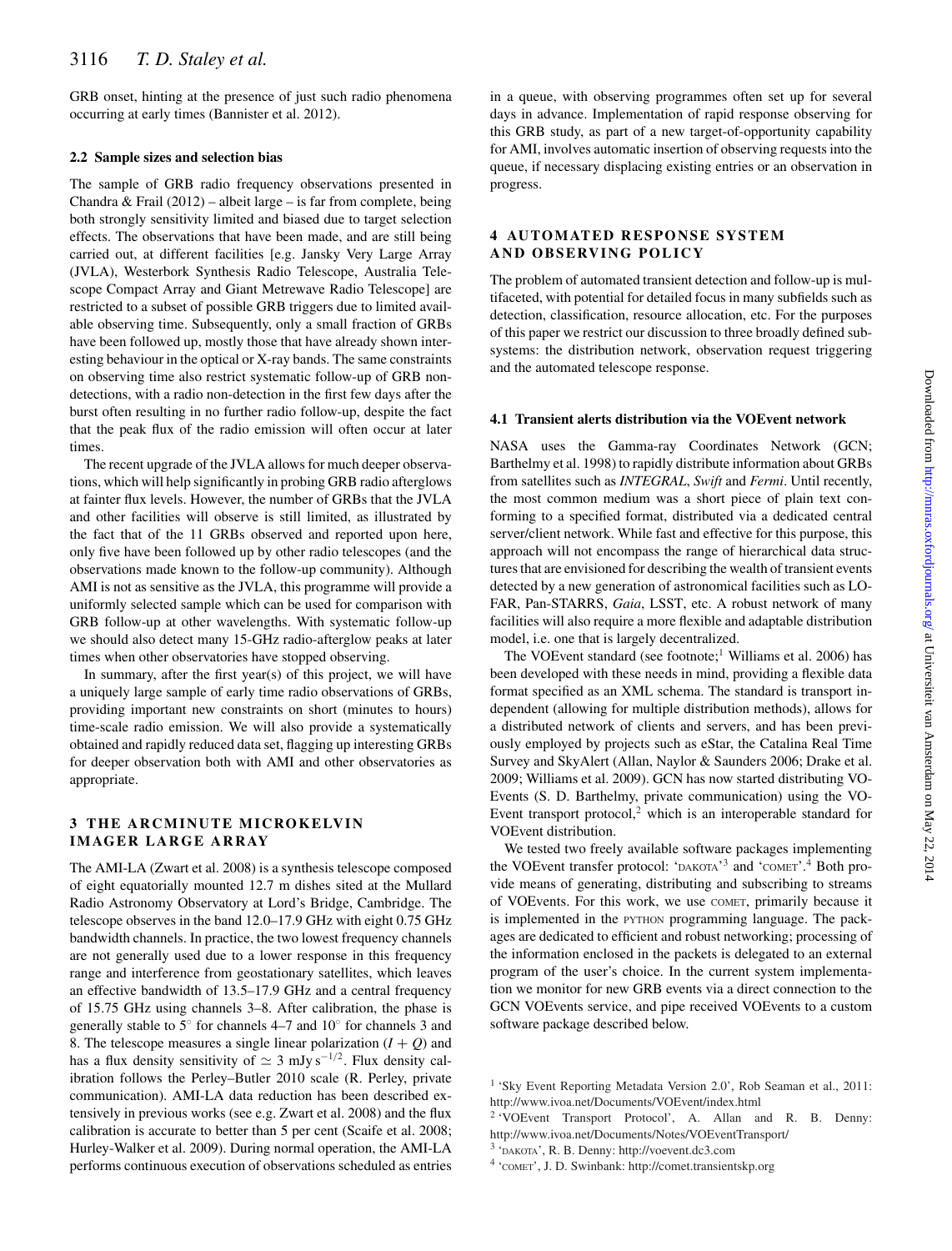GRB onset, hinting at the presence of just such radio phenomena occurring at early times (Bannister et al. 2012).

### 2.2 Sample sizes and selection bias

The sample of GRB radio frequency observations presented in Chandra & Frail (2012) – albeit large – is far from complete, being both strongly sensitivity limited and biased due to target selection effects. The observations that have been made, and are still being carried out, at different facilities [e.g. Jansky Very Large Array (JVLA), Westerbork Synthesis Radio Telescope, Australia Telescope Compact Array and Giant Metrewave Radio Telescope] are restricted to a subset of possible GRB triggers due to limited available observing time. Subsequently, only a small fraction of GRBs have been followed up, mostly those that have already shown interesting behaviour in the optical or X-ray bands. The same constraints on observing time also restrict systematic follow-up of GRB non-detections, with a radio non-detection in the first few days after the burst often resulting in no further radio follow-up, despite the fact that the peak flux of the radio emission will often occur at later times.

The recent upgrade of the JVLA allows for much deeper observations, which will help significantly in probing GRB radio afterglows at fainter flux levels. However, the number of GRBs that the JVLA and other facilities will observe is still limited, as illustrated by the fact that of the 11 GRBs observed and reported upon here, only five have been followed up by other radio telescopes (and the observations made known to the follow-up community). Although AMI is not as sensitive as the JVLA, this programme will provide a uniformly selected sample which can be used for comparison with GRB follow-up at other wavelengths. With systematic follow-up we should also detect many 15-GHz radio-afterglow peaks at later times when other observatories have stopped observing.

In summary, after the first year(s) of this project, we will have a uniquely large sample of early time radio observations of GRBs, providing important new constraints on short (minutes to hours) time-scale radio emission. We will also provide a systematically obtained and rapidly reduced data set, flagging up interesting GRBs for deeper observation both with AMI and other observatories as appropriate.

## 3 THE ARCMINUTE MICROKELVIN IMAGER LARGE ARRAY

The AMI-LA (Zwart et al. 2008) is a synthesis telescope composed of eight equatorially mounted 12.7 m dishes sited at the Mullard Radio Astronomy Observatory at Lord's Bridge, Cambridge. The telescope observes in the band 12.0–17.9 GHz with eight 0.75 GHz bandwidth channels. In practice, the two lowest frequency channels are not generally used due to a lower response in this frequency range and interference from geostationary satellites, which leaves an effective bandwidth of 13.5–17.9 GHz and a central frequency of 15.75 GHz using channels 3–8. After calibration, the phase is generally stable to 5° for channels 4–7 and 10° for channels 3 and 8. The telescope measures a single linear polarization ($I + Q$) and has a flux density sensitivity of $\simeq 3$ mJy s$^{-1/2}$. Flux density calibration follows the Perley–Butler 2010 scale (R. Perley, private communication). AMI-LA data reduction has been described extensively in previous works (see e.g. Zwart et al. 2008) and the flux calibration is accurate to better than 5 per cent (Scaife et al. 2008; Hurley-Walker et al. 2009). During normal operation, the AMI-LA performs continuous execution of observations scheduled as entries in a queue, with observing programmes often set up for several days in advance. Implementation of rapid response observing for this GRB study, as part of a new target-of-opportunity capability for AMI, involves automatic insertion of observing requests into the queue, if necessary displacing existing entries or an observation in progress.

## 4 AUTOMATED RESPONSE SYSTEM AND OBSERVING POLICY

The problem of automated transient detection and follow-up is multifaceted, with potential for detailed focus in many subfields such as detection, classification, resource allocation, etc. For the purposes of this paper we restrict our discussion to three broadly defined subsystems: the distribution network, observation request triggering and the automated telescope response.

### 4.1 Transient alerts distribution via the VOEvent network

NASA uses the Gamma-ray Coordinates Network (GCN; Barthelmy et al. 1998) to rapidly distribute information about GRBs from satellites such as *INTEGRAL*, *Swift* and *Fermi*. Until recently, the most common medium was a short piece of plain text conforming to a specified format, distributed via a dedicated central server/client network. While fast and effective for this purpose, this approach will not encompass the range of hierarchical data structures that are envisioned for describing the wealth of transient events detected by a new generation of astronomical facilities such as LOFAR, Pan-STARRS, *Gaia*, LSST, etc. A robust network of many facilities will also require a more flexible and adaptable distribution model, i.e. one that is largely decentralized.

The VOEvent standard (see footnote;[1] Williams et al. 2006) has been developed with these needs in mind, providing a flexible data format specified as an XML schema. The standard is transport independent (allowing for multiple distribution methods), allows for a distributed network of clients and servers, and has been previously employed by projects such as eStar, the Catalina Real Time Survey and SkyAlert (Allan, Naylor & Saunders 2006; Drake et al. 2009; Williams et al. 2009). GCN has now started distributing VOEvents (S. D. Barthelmy, private communication) using the VOEvent transport protocol,[2] which is an interoperable standard for VOEvent distribution.

We tested two freely available software packages implementing the VOEvent transfer protocol: 'DAKOTA'[3] and 'COMET'.[4] Both provide means of generating, distributing and subscribing to streams of VOEvents. For this work, we use COMET, primarily because it is implemented in the PYTHON programming language. The packages are dedicated to efficient and robust networking; processing of the information enclosed in the packets is delegated to an external program of the user's choice. In the current system implementation we monitor for new GRB events via a direct connection to the GCN VOEvents service, and pipe received VOEvents to a custom software package described below.

[1] 'Sky Event Reporting Metadata Version 2.0', Rob Seaman et al., 2011: http://www.ivoa.net/Documents/VOEvent/index.html

[2] 'VOEvent Transport Protocol', A. Allan and R. B. Denny: http://www.ivoa.net/Documents/Notes/VOEventTransport/

[3] 'DAKOTA', R. B. Denny: http://voevent.dc3.com

[4] 'COMET', J. D. Swinbank: http://comet.transientskp.org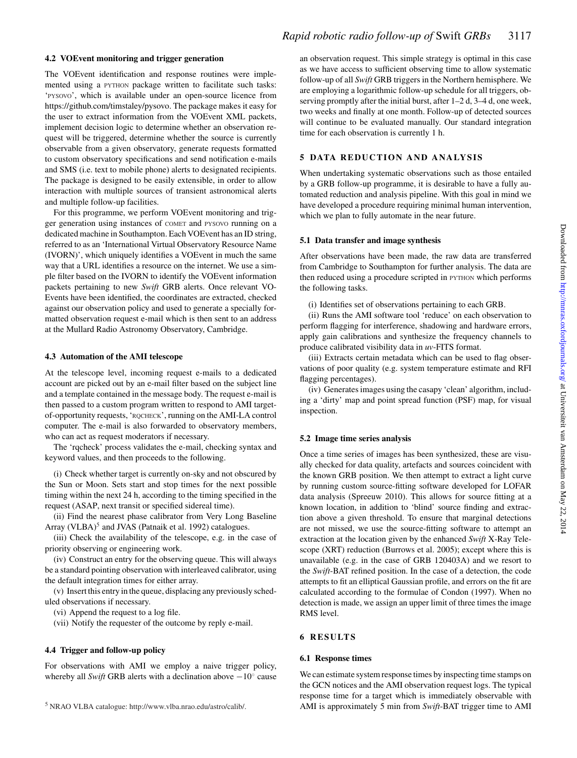### 4.2 VOEvent monitoring and trigger generation

The VOEvent identification and response routines were implemented using a PYTHON package written to facilitate such tasks: 'PYSOVO', which is available under an open-source licence from https://github.com/timstaley/pysovo. The package makes it easy for the user to extract information from the VOEvent XML packets, implement decision logic to determine whether an observation request will be triggered, determine whether the source is currently observable from a given observatory, generate requests formatted to custom observatory specifications and send notification e-mails and SMS (i.e. text to mobile phone) alerts to designated recipients. The package is designed to be easily extensible, in order to allow interaction with multiple sources of transient astronomical alerts and multiple follow-up facilities.

For this programme, we perform VOEvent monitoring and trigger generation using instances of COMET and PYSOVO running on a dedicated machine in Southampton. Each VOEvent has an ID string, referred to as an 'International Virtual Observatory Resource Name (IVORN)', which uniquely identifies a VOEvent in much the same way that a URL identifies a resource on the internet. We use a simple filter based on the IVORN to identify the VOEvent information packets pertaining to new *Swift* GRB alerts. Once relevant VOEvents have been identified, the coordinates are extracted, checked against our observation policy and used to generate a specially formatted observation request e-mail which is then sent to an address at the Mullard Radio Astronomy Observatory, Cambridge.

### 4.3 Automation of the AMI telescope

At the telescope level, incoming request e-mails to a dedicated account are picked out by an e-mail filter based on the subject line and a template contained in the message body. The request e-mail is then passed to a custom program written to respond to AMI target-of-opportunity requests, 'RQCHECK', running on the AMI-LA control computer. The e-mail is also forwarded to observatory members, who can act as request moderators if necessary.

The 'rqcheck' process validates the e-mail, checking syntax and keyword values, and then proceeds to the following.

(i) Check whether target is currently on-sky and not obscured by the Sun or Moon. Sets start and stop times for the next possible timing within the next 24 h, according to the timing specified in the request (ASAP, next transit or specified sidereal time).

(ii) Find the nearest phase calibrator from Very Long Baseline Array (VLBA)[5] and JVAS (Patnaik et al. 1992) catalogues.

(iii) Check the availability of the telescope, e.g. in the case of priority observing or engineering work.

(iv) Construct an entry for the observing queue. This will always be a standard pointing observation with interleaved calibrator, using the default integration times for either array.

(v) Insert this entry in the queue, displacing any previously scheduled observations if necessary.

(vi) Append the request to a log file.

(vii) Notify the requester of the outcome by reply e-mail.

### 4.4 Trigger and follow-up policy

For observations with AMI we employ a naive trigger policy, whereby all *Swift* GRB alerts with a declination above $-10^{\circ}$ cause an observation request. This simple strategy is optimal in this case as we have access to sufficient observing time to allow systematic follow-up of all *Swift* GRB triggers in the Northern hemisphere. We are employing a logarithmic follow-up schedule for all triggers, observing promptly after the initial burst, after 1–2 d, 3–4 d, one week, two weeks and finally at one month. Follow-up of detected sources will continue to be evaluated manually. Our standard integration time for each observation is currently 1 h.

[5] NRAO VLBA catalogue: http://www.vlba.nrao.edu/astro/calib/.

## 5 DATA REDUCTION AND ANALYSIS

When undertaking systematic observations such as those entailed by a GRB follow-up programme, it is desirable to have a fully automated reduction and analysis pipeline. With this goal in mind we have developed a procedure requiring minimal human intervention, which we plan to fully automate in the near future.

### 5.1 Data transfer and image synthesis

After observations have been made, the raw data are transferred from Cambridge to Southampton for further analysis. The data are then reduced using a procedure scripted in PYTHON which performs the following tasks.

(i) Identifies set of observations pertaining to each GRB.

(ii) Runs the AMI software tool 'reduce' on each observation to perform flagging for interference, shadowing and hardware errors, apply gain calibrations and synthesize the frequency channels to produce calibrated visibility data in *uv*-FITS format.

(iii) Extracts certain metadata which can be used to flag observations of poor quality (e.g. system temperature estimate and RFI flagging percentages).

(iv) Generates images using the casapy 'clean' algorithm, including a 'dirty' map and point spread function (PSF) map, for visual inspection.

### 5.2 Image time series analysis

Once a time series of images has been synthesized, these are visually checked for data quality, artefacts and sources coincident with the known GRB position. We then attempt to extract a light curve by running custom source-fitting software developed for LOFAR data analysis (Spreeuw 2010). This allows for source fitting at a known location, in addition to 'blind' source finding and extraction above a given threshold. To ensure that marginal detections are not missed, we use the source-fitting software to attempt an extraction at the location given by the enhanced *Swift* X-Ray Telescope (XRT) reduction (Burrows et al. 2005); except where this is unavailable (e.g. in the case of GRB 120403A) and we resort to the *Swift*-BAT refined position. In the case of a detection, the code attempts to fit an elliptical Gaussian profile, and errors on the fit are calculated according to the formulae of Condon (1997). When no detection is made, we assign an upper limit of three times the image RMS level.

## 6 RESULTS

### 6.1 Response times

We can estimate system response times by inspecting time stamps on the GCN notices and the AMI observation request logs. The typical response time for a target which is immediately observable with AMI is approximately 5 min from *Swift*-BAT trigger time to AMI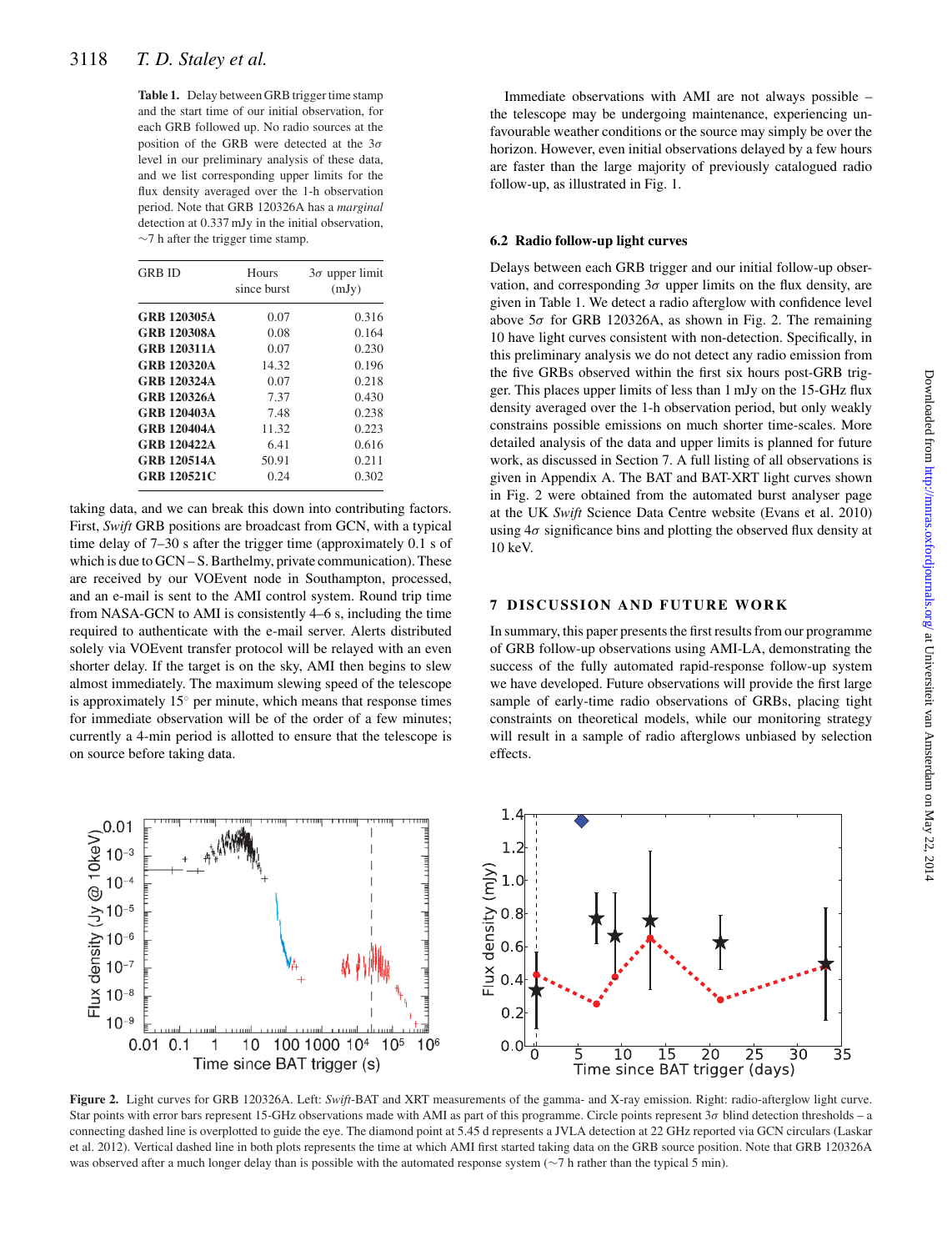**Table 1.** Delay between GRB trigger time stamp and the start time of our initial observation, for each GRB followed up. No radio sources at the position of the GRB were detected at the $3\sigma$ level in our preliminary analysis of these data, and we list corresponding upper limits for the flux density averaged over the 1-h observation period. Note that GRB 120326A has a *marginal* detection at 0.337 mJy in the initial observation, ~7 h after the trigger time stamp.

| GRB ID | Hours since burst | $3\sigma$ upper limit (mJy) |
|---|---|---|
| **GRB 120305A** | 0.07 | 0.316 |
| **GRB 120308A** | 0.08 | 0.164 |
| **GRB 120311A** | 0.07 | 0.230 |
| **GRB 120320A** | 14.32 | 0.196 |
| **GRB 120324A** | 0.07 | 0.218 |
| **GRB 120326A** | 7.37 | 0.430 |
| **GRB 120403A** | 7.48 | 0.238 |
| **GRB 120404A** | 11.32 | 0.223 |
| **GRB 120422A** | 6.41 | 0.616 |
| **GRB 120514A** | 50.91 | 0.211 |
| **GRB 120521C** | 0.24 | 0.302 |

taking data, and we can break this down into contributing factors. First, *Swift* GRB positions are broadcast from GCN, with a typical time delay of 7–30 s after the trigger time (approximately 0.1 s of which is due to GCN – S. Barthelmy, private communication). These are received by our VOEvent node in Southampton, processed, and an e-mail is sent to the AMI control system. Round trip time from NASA-GCN to AMI is consistently 4–6 s, including the time required to authenticate with the e-mail server. Alerts distributed solely via VOEvent transfer protocol will be relayed with an even shorter delay. If the target is on the sky, AMI then begins to slew almost immediately. The maximum slewing speed of the telescope is approximately 15° per minute, which means that response times for immediate observation will be of the order of a few minutes; currently a 4-min period is allotted to ensure that the telescope is on source before taking data.

Immediate observations with AMI are not always possible – the telescope may be undergoing maintenance, experiencing unfavourable weather conditions or the source may simply be over the horizon. However, even initial observations delayed by a few hours are faster than the large majority of previously catalogued radio follow-up, as illustrated in Fig. 1.

### 6.2 Radio follow-up light curves

Delays between each GRB trigger and our initial follow-up observation, and corresponding $3\sigma$ upper limits on the flux density, are given in Table 1. We detect a radio afterglow with confidence level above $5\sigma$ for GRB 120326A, as shown in Fig. 2. The remaining 10 have light curves consistent with non-detection. Specifically, in this preliminary analysis we do not detect any radio emission from the five GRBs observed within the first six hours post-GRB trigger. This places upper limits of less than 1 mJy on the 15-GHz flux density averaged over the 1-h observation period, but only weakly constrains possible emissions on much shorter time-scales. More detailed analysis of the data and upper limits is planned for future work, as discussed in Section 7. A full listing of all observations is given in Appendix A. The BAT and BAT-XRT light curves shown in Fig. 2 were obtained from the automated burst analyser page at the UK *Swift* Science Data Centre website (Evans et al. 2010) using $4\sigma$ significance bins and plotting the observed flux density at 10 keV.

## 7 DISCUSSION AND FUTURE WORK

In summary, this paper presents the first results from our programme of GRB follow-up observations using AMI-LA, demonstrating the success of the fully automated rapid-response follow-up system we have developed. Future observations will provide the first large sample of early-time radio observations of GRBs, placing tight constraints on theoretical models, while our monitoring strategy will result in a sample of radio afterglows unbiased by selection effects.

**Figure 2.** Light curves for GRB 120326A. Left: *Swift*-BAT and XRT measurements of the gamma- and X-ray emission. Right: radio-afterglow light curve. Star points with error bars represent 15-GHz observations made with AMI as part of this programme. Circle points represent $3\sigma$ blind detection thresholds – a connecting dashed line is overplotted to guide the eye. The diamond point at 5.45 d represents a JVLA detection at 22 GHz reported via GCN circulars (Laskar et al. 2012). Vertical dashed line in both plots represents the time at which AMI first started taking data on the GRB source position. Note that GRB 120326A was observed after a much longer delay than is possible with the automated response system (~7 h rather than the typical 5 min).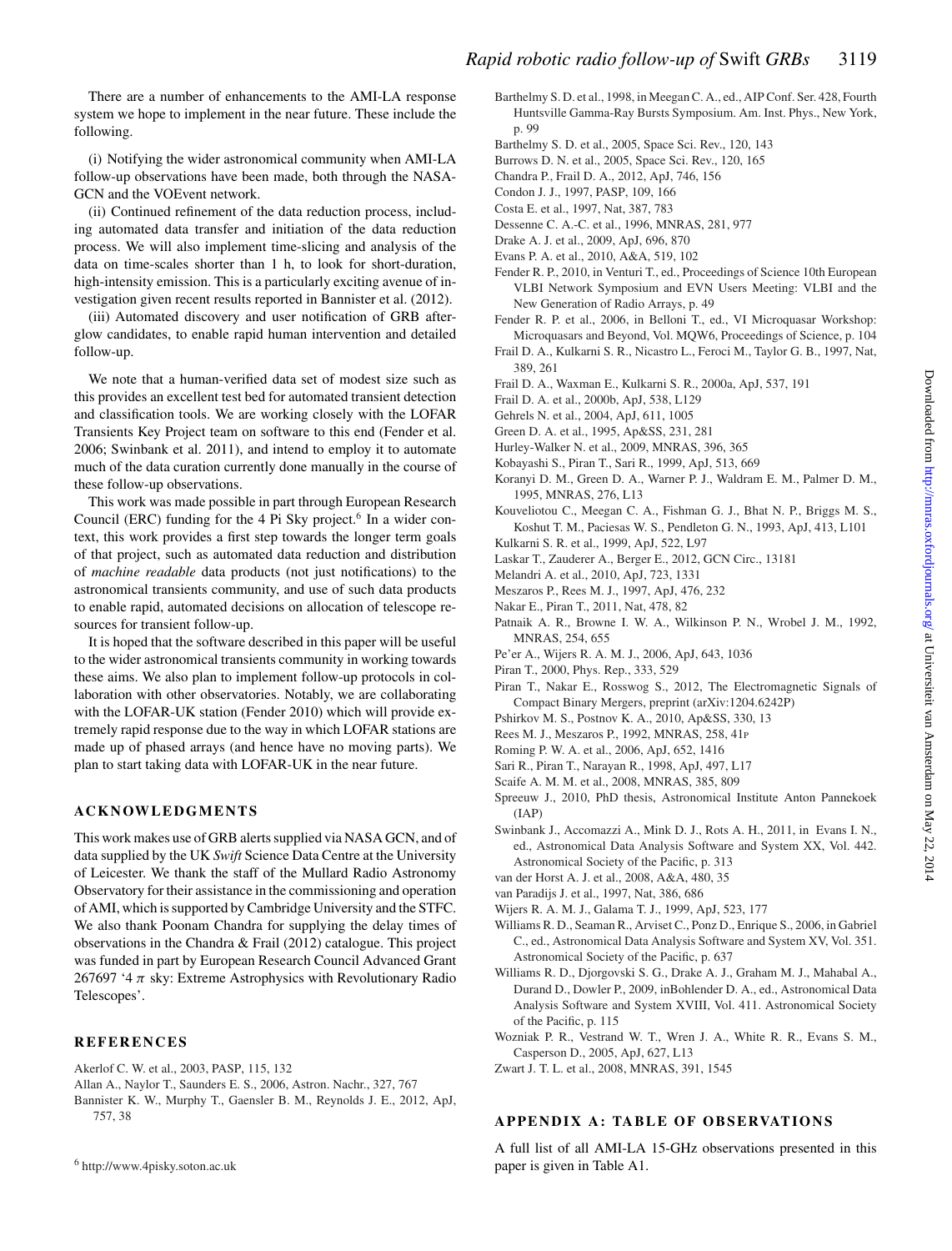There are a number of enhancements to the AMI-LA response system we hope to implement in the near future. These include the following.

(i) Notifying the wider astronomical community when AMI-LA follow-up observations have been made, both through the NASA-GCN and the VOEvent network.

(ii) Continued refinement of the data reduction process, including automated data transfer and initiation of the data reduction process. We will also implement time-slicing and analysis of the data on time-scales shorter than 1 h, to look for short-duration, high-intensity emission. This is a particularly exciting avenue of investigation given recent results reported in Bannister et al. (2012).

(iii) Automated discovery and user notification of GRB afterglow candidates, to enable rapid human intervention and detailed follow-up.

We note that a human-verified data set of modest size such as this provides an excellent test bed for automated transient detection and classification tools. We are working closely with the LOFAR Transients Key Project team on software to this end (Fender et al. 2006; Swinbank et al. 2011), and intend to employ it to automate much of the data curation currently done manually in the course of these follow-up observations.

This work was made possible in part through European Research Council (ERC) funding for the 4 Pi Sky project.[6] In a wider context, this work provides a first step towards the longer term goals of that project, such as automated data reduction and distribution of *machine readable* data products (not just notifications) to the astronomical transients community, and use of such data products to enable rapid, automated decisions on allocation of telescope resources for transient follow-up.

It is hoped that the software described in this paper will be useful to the wider astronomical transients community in working towards these aims. We also plan to implement follow-up protocols in collaboration with other observatories. Notably, we are collaborating with the LOFAR-UK station (Fender 2010) which will provide extremely rapid response due to the way in which LOFAR stations are made up of phased arrays (and hence have no moving parts). We plan to start taking data with LOFAR-UK in the near future.

## ACKNOWLEDGMENTS

This work makes use of GRB alerts supplied via NASA GCN, and of data supplied by the UK *Swift* Science Data Centre at the University of Leicester. We thank the staff of the Mullard Radio Astronomy Observatory for their assistance in the commissioning and operation of AMI, which is supported by Cambridge University and the STFC. We also thank Poonam Chandra for supplying the delay times of observations in the Chandra & Frail (2012) catalogue. This project was funded in part by European Research Council Advanced Grant 267697 '4 $\pi$ sky: Extreme Astrophysics with Revolutionary Radio Telescopes'.

## REFERENCES

Akerlof C. W. et al., 2003, PASP, 115, 132
Allan A., Naylor T., Saunders E. S., 2006, Astron. Nachr., 327, 767
Bannister K. W., Murphy T., Gaensler B. M., Reynolds J. E., 2012, ApJ, 757, 38
Barthelmy S. D. et al., 1998, in Meegan C. A., ed., AIP Conf. Ser. 428, Fourth Huntsville Gamma-Ray Bursts Symposium. Am. Inst. Phys., New York, p. 99
Barthelmy S. D. et al., 2005, Space Sci. Rev., 120, 143
Burrows D. N. et al., 2005, Space Sci. Rev., 120, 165
Chandra P., Frail D. A., 2012, ApJ, 746, 156
Condon J. J., 1997, PASP, 109, 166
Costa E. et al., 1997, Nat, 387, 783
Dessenne C. A.-C. et al., 1996, MNRAS, 281, 977
Drake A. J. et al., 2009, ApJ, 696, 870
Evans P. A. et al., 2010, A&A, 519, 102
Fender R. P., 2010, in Venturi T., ed., Proceedings of Science 10th European VLBI Network Symposium and EVN Users Meeting: VLBI and the New Generation of Radio Arrays, p. 49
Fender R. P. et al., 2006, in Belloni T., ed., VI Microquasar Workshop: Microquasars and Beyond, Vol. MQW6, Proceedings of Science, p. 104
Frail D. A., Kulkarni S. R., Nicastro L., Feroci M., Taylor G. B., 1997, Nat, 389, 261
Frail D. A., Waxman E., Kulkarni S. R., 2000a, ApJ, 537, 191
Frail D. A. et al., 2000b, ApJ, 538, L129
Gehrels N. et al., 2004, ApJ, 611, 1005
Green D. A. et al., 1995, Ap&SS, 231, 281
Hurley-Walker N. et al., 2009, MNRAS, 396, 365
Kobayashi S., Piran T., Sari R., 1999, ApJ, 513, 669
Koranyi D. M., Green D. A., Warner P. J., Waldram E. M., Palmer D. M., 1995, MNRAS, 276, L13
Kouveliotou C., Meegan C. A., Fishman G. J., Bhat N. P., Briggs M. S., Koshut T. M., Paciesas W. S., Pendleton G. N., 1993, ApJ, 413, L101
Kulkarni S. R. et al., 1999, ApJ, 522, L97
Laskar T., Zauderer A., Berger E., 2012, GCN Circ., 13181
Melandri A. et al., 2010, ApJ, 723, 1331
Meszaros P., Rees M. J., 1997, ApJ, 476, 232
Nakar E., Piran T., 2011, Nat, 478, 82
Patnaik A. R., Browne I. W. A., Wilkinson P. N., Wrobel J. M., 1992, MNRAS, 254, 655
Pe'er A., Wijers R. A. M. J., 2006, ApJ, 643, 1036
Piran T., 2000, Phys. Rep., 333, 529
Piran T., Nakar E., Rosswog S., 2012, The Electromagnetic Signals of Compact Binary Mergers, preprint (arXiv:1204.6242P)
Pshirkov M. S., Postnov K. A., 2010, Ap&SS, 330, 13
Rees M. J., Meszaros P., 1992, MNRAS, 258, 41P
Roming P. W. A. et al., 2006, ApJ, 652, 1416
Sari R., Piran T., Narayan R., 1998, ApJ, 497, L17
Scaife A. M. M. et al., 2008, MNRAS, 385, 809
Spreeuw J., 2010, PhD thesis, Astronomical Institute Anton Pannekoek (IAP)
Swinbank J., Accomazzi A., Mink D. J., Rots A. H., 2011, in Evans I. N., ed., Astronomical Data Analysis Software and System XX, Vol. 442. Astronomical Society of the Pacific, p. 313
van der Horst A. J. et al., 2008, A&A, 480, 35
van Paradijs J. et al., 1997, Nat, 386, 686
Wijers R. A. M. J., Galama T. J., 1999, ApJ, 523, 177
Williams R. D., Seaman R., Arviset C., Ponz D., Enrique S., 2006, in Gabriel C., ed., Astronomical Data Analysis Software and System XV, Vol. 351. Astronomical Society of the Pacific, p. 637
Williams R. D., Djorgovski S. G., Drake A. J., Graham M. J., Mahabal A., Durand D., Dowler P., 2009, inBohlender D. A., ed., Astronomical Data Analysis Software and System XVIII, Vol. 411. Astronomical Society of the Pacific, p. 115
Wozniak P. R., Vestrand W. T., Wren J. A., White R. R., Evans S. M., Casperson D., 2005, ApJ, 627, L13
Zwart J. T. L. et al., 2008, MNRAS, 391, 1545

## APPENDIX A: TABLE OF OBSERVATIONS

A full list of all AMI-LA 15-GHz observations presented in this paper is given in Table A1.

[6] http://www.4pisky.soton.ac.uk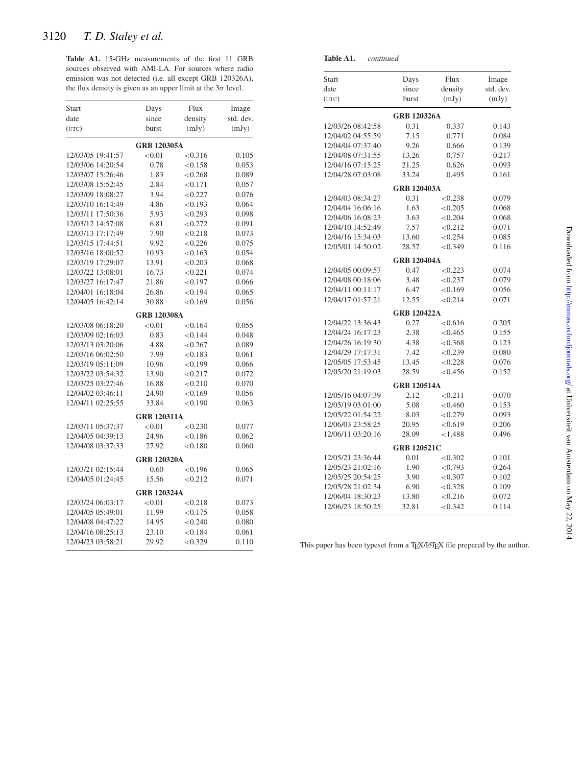**Table A1.** 15-GHz measurements of the first 11 GRB sources observed with AMI-LA. For sources where radio emission was not detected (i.e. all except GRB 120326A), the flux density is given as an upper limit at the $3\sigma$ level.

| Start date (UTC) | Days since burst | Flux density (mJy) | Image std. dev. (mJy) |
|---|---|---|---|
| **GRB 120305A** | | | |
| 12/03/05 19:41:57 | <0.01 | <0.316 | 0.105 |
| 12/03/06 14:20:54 | 0.78 | <0.158 | 0.053 |
| 12/03/07 15:26:46 | 1.83 | <0.268 | 0.089 |
| 12/03/08 15:52:45 | 2.84 | <0.171 | 0.057 |
| 12/03/09 18:08:27 | 3.94 | <0.227 | 0.076 |
| 12/03/10 16:14:49 | 4.86 | <0.193 | 0.064 |
| 12/03/11 17:50:36 | 5.93 | <0.293 | 0.098 |
| 12/03/12 14:57:08 | 6.81 | <0.272 | 0.091 |
| 12/03/13 17:17:49 | 7.90 | <0.218 | 0.073 |
| 12/03/15 17:44:51 | 9.92 | <0.226 | 0.075 |
| 12/03/16 18:00:52 | 10.93 | <0.163 | 0.054 |
| 12/03/19 17:29:07 | 13.91 | <0.203 | 0.068 |
| 12/03/22 13:08:01 | 16.73 | <0.221 | 0.074 |
| 12/03/27 16:17:47 | 21.86 | <0.197 | 0.066 |
| 12/04/01 16:18:04 | 26.86 | <0.194 | 0.065 |
| 12/04/05 16:42:14 | 30.88 | <0.169 | 0.056 |
| **GRB 120308A** | | | |
| 12/03/08 06:18:20 | <0.01 | <0.164 | 0.055 |
| 12/03/09 02:16:03 | 0.83 | <0.144 | 0.048 |
| 12/03/13 03:20:06 | 4.88 | <0.267 | 0.089 |
| 12/03/16 06:02:50 | 7.99 | <0.183 | 0.061 |
| 12/03/19 05:11:09 | 10.96 | <0.199 | 0.066 |
| 12/03/22 03:54:32 | 13.90 | <0.217 | 0.072 |
| 12/03/25 03:27:46 | 16.88 | <0.210 | 0.070 |
| 12/04/02 03:46:11 | 24.90 | <0.169 | 0.056 |
| 12/04/11 02:25:55 | 33.84 | <0.190 | 0.063 |
| **GRB 120311A** | | | |
| 12/03/11 05:37:37 | <0.01 | <0.230 | 0.077 |
| 12/04/05 04:39:13 | 24.96 | <0.186 | 0.062 |
| 12/04/08 03:37:33 | 27.92 | <0.180 | 0.060 |
| **GRB 120320A** | | | |
| 12/03/21 02:15:44 | 0.60 | <0.196 | 0.065 |
| 12/04/05 01:24:45 | 15.56 | <0.212 | 0.071 |
| **GRB 120324A** | | | |
| 12/03/24 06:03:17 | <0.01 | <0.218 | 0.073 |
| 12/04/05 05:49:01 | 11.99 | <0.175 | 0.058 |
| 12/04/08 04:47:22 | 14.95 | <0.240 | 0.080 |
| 12/04/16 08:25:13 | 23.10 | <0.184 | 0.061 |
| 12/04/23 03:58:21 | 29.92 | <0.329 | 0.110 |
| **GRB 120326A** | | | |
| 12/03/26 08:42:58 | 0.31 | 0.337 | 0.143 |
| 12/04/02 04:55:59 | 7.15 | 0.771 | 0.084 |
| 12/04/04 07:37:40 | 9.26 | 0.666 | 0.139 |
| 12/04/08 07:31:55 | 13.26 | 0.757 | 0.217 |
| 12/04/16 07:15:25 | 21.25 | 0.626 | 0.093 |
| 12/04/28 07:03:08 | 33.24 | 0.495 | 0.161 |
| **GRB 120403A** | | | |
| 12/04/03 08:34:27 | 0.31 | <0.238 | 0.079 |
| 12/04/04 16:06:16 | 1.63 | <0.205 | 0.068 |
| 12/04/06 16:08:23 | 3.63 | <0.204 | 0.068 |
| 12/04/10 14:52:49 | 7.57 | <0.212 | 0.071 |
| 12/04/16 15:34:03 | 13.60 | <0.254 | 0.085 |
| 12/05/01 14:50:02 | 28.57 | <0.349 | 0.116 |
| **GRB 120404A** | | | |
| 12/04/05 00:09:57 | 0.47 | <0.223 | 0.074 |
| 12/04/08 00:18:06 | 3.48 | <0.237 | 0.079 |
| 12/04/11 00:11:17 | 6.47 | <0.169 | 0.056 |
| 12/04/17 01:57:21 | 12.55 | <0.214 | 0.071 |
| **GRB 120422A** | | | |
| 12/04/22 13:36:43 | 0.27 | <0.616 | 0.205 |
| 12/04/24 16:17:23 | 2.38 | <0.465 | 0.155 |
| 12/04/26 16:19:30 | 4.38 | <0.368 | 0.123 |
| 12/04/29 17:17:31 | 7.42 | <0.239 | 0.080 |
| 12/05/05 17:53:45 | 13.45 | <0.228 | 0.076 |
| 12/05/20 21:19:03 | 28.59 | <0.456 | 0.152 |
| **GRB 120514A** | | | |
| 12/05/16 04:07:39 | 2.12 | <0.211 | 0.070 |
| 12/05/19 03:01:00 | 5.08 | <0.460 | 0.153 |
| 12/05/22 01:54:22 | 8.03 | <0.279 | 0.093 |
| 12/06/03 23:58:25 | 20.95 | <0.619 | 0.206 |
| 12/06/11 03:20:16 | 28.09 | <1.488 | 0.496 |
| **GRB 120521C** | | | |
| 12/05/21 23:36:44 | 0.01 | <0.302 | 0.101 |
| 12/05/23 21:02:16 | 1.90 | <0.793 | 0.264 |
| 12/05/25 20:54:25 | 3.90 | <0.307 | 0.102 |
| 12/05/28 21:02:34 | 6.90 | <0.328 | 0.109 |
| 12/06/04 18:30:23 | 13.80 | <0.216 | 0.072 |
| 12/06/23 18:50:25 | 32.81 | <0.342 | 0.114 |

This paper has been typeset from a TeX/LaTeX file prepared by the author.